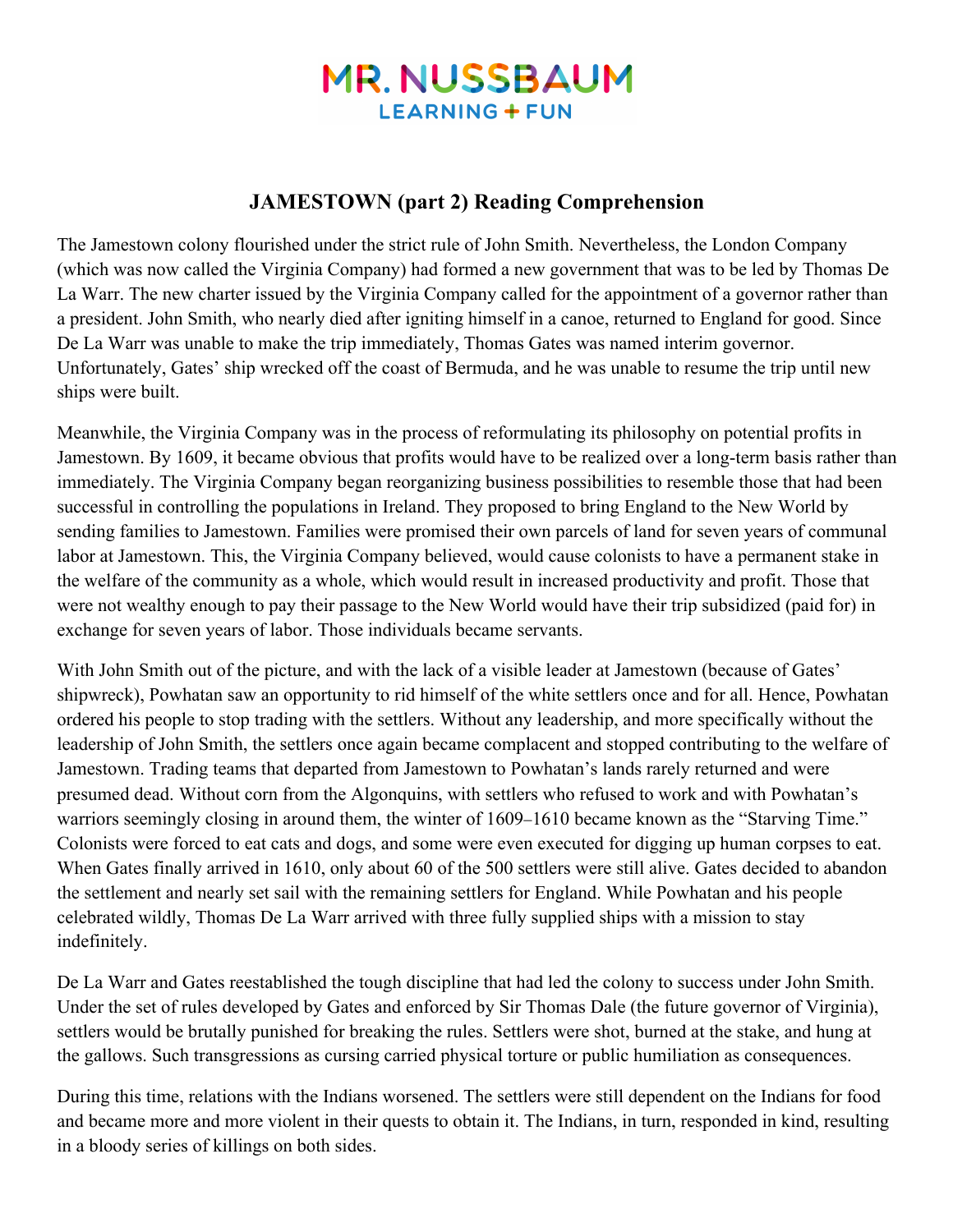# JAMESTOWN (part 2) Reading Comprehension

The Jamestown colony flourished under the strict rule of John Smith. Nevertheless, the London Company (which was now called the Virginia Company) had formed a new government that was to be led by Thomas De La Warr. The new charter issued by the Virginia Company called for the appointment of a governor rather than a president. John Smith, who nearly died after igniting himself in a canoe, returned to England for good. Since De La Warr was unable to make the trip immediately, Thomas Gates was named interim governor. Unfortunately, Gates' ship wrecked off the coast of Bermuda, and he was unable to resume the trip until new ships were built.

Meanwhile, the Virginia Company was in the process of reformulating its philosophy on potential profits in Jamestown. By 1609, it became obvious that profits would have to be realized over a long-term basis rather than immediately. The Virginia Company began reorganizing business possibilities to resemble those that had been successful in controlling the populations in Ireland. They proposed to bring England to the New World by sending families to Jamestown. Families were promised their own parcels of land for seven years of communal labor at Jamestown. This, the Virginia Company believed, would cause colonists to have a permanent stake in the welfare of the community as a whole, which would result in increased productivity and profit. Those that were not wealthy enough to pay their passage to the New World would have their trip subsidized (paid for) in exchange for seven years of labor. Those individuals became servants.

With John Smith out of the picture, and with the lack of a visible leader at Jamestown (because of Gates' shipwreck), Powhatan saw an opportunity to rid himself of the white settlers once and for all. Hence, Powhatan ordered his people to stop trading with the settlers. Without any leadership, and more specifically without the leadership of John Smith, the settlers once again became complacent and stopped contributing to the welfare of Jamestown. Trading teams that departed from Jamestown to Powhatan's lands rarely returned and were presumed dead. Without corn from the Algonquins, with settlers who refused to work and with Powhatan's warriors seemingly closing in around them, the winter of 1609–1610 became known as the "Starving Time." Colonists were forced to eat cats and dogs, and some were even executed for digging up human corpses to eat. When Gates finally arrived in 1610, only about 60 of the 500 settlers were still alive. Gates decided to abandon the settlement and nearly set sail with the remaining settlers for England. While Powhatan and his people celebrated wildly, Thomas De La Warr arrived with three fully supplied ships with a mission to stay indefinitely.

De La Warr and Gates reestablished the tough discipline that had led the colony to success under John Smith. Under the set of rules developed by Gates and enforced by Sir Thomas Dale (the future governor of Virginia), settlers would be brutally punished for breaking the rules. Settlers were shot, burned at the stake, and hung at the gallows. Such transgressions as cursing carried physical torture or public humiliation as consequences.

During this time, relations with the Indians worsened. The settlers were still dependent on the Indians for food and became more and more violent in their quests to obtain it. The Indians, in turn, responded in kind, resulting in a bloody series of killings on both sides.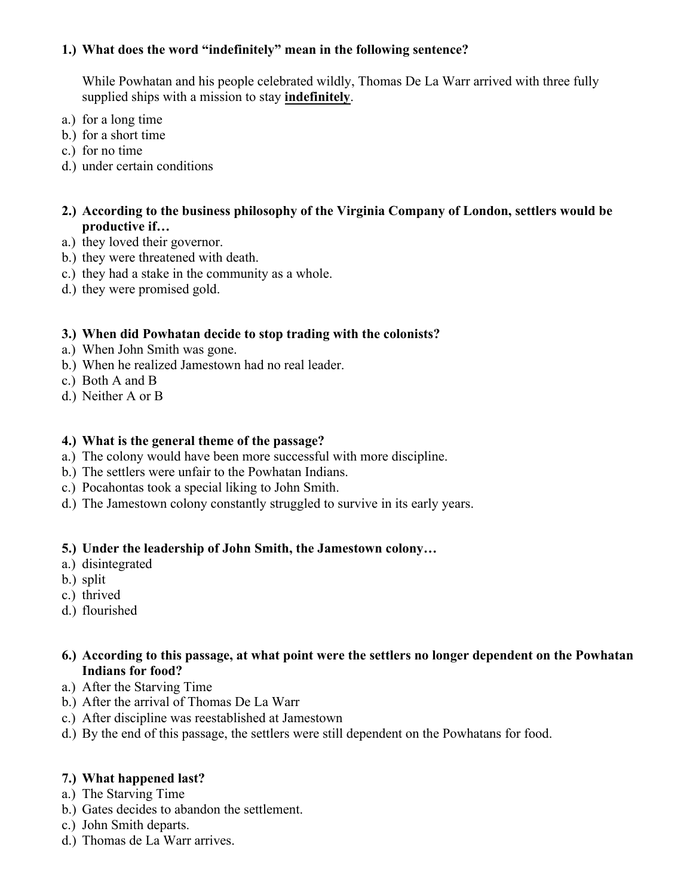**1.) What does the word "indefinitely" mean in the following sentence?**

While Powhatan and his people celebrated wildly, Thomas De La Warr arrived with three fully supplied ships with a mission to stay **indefinitely**.

a.) for a long time
b.) for a short time
c.) for no time
d.) under certain conditions

**2.) According to the business philosophy of the Virginia Company of London, settlers would be productive if…**

a.) they loved their governor.
b.) they were threatened with death.
c.) they had a stake in the community as a whole.
d.) they were promised gold.

**3.) When did Powhatan decide to stop trading with the colonists?**

a.) When John Smith was gone.
b.) When he realized Jamestown had no real leader.
c.) Both A and B
d.) Neither A or B

**4.) What is the general theme of the passage?**

a.) The colony would have been more successful with more discipline.
b.) The settlers were unfair to the Powhatan Indians.
c.) Pocahontas took a special liking to John Smith.
d.) The Jamestown colony constantly struggled to survive in its early years.

**5.) Under the leadership of John Smith, the Jamestown colony…**

a.) disintegrated
b.) split
c.) thrived
d.) flourished

**6.) According to this passage, at what point were the settlers no longer dependent on the Powhatan Indians for food?**

a.) After the Starving Time
b.) After the arrival of Thomas De La Warr
c.) After discipline was reestablished at Jamestown
d.) By the end of this passage, the settlers were still dependent on the Powhatans for food.

**7.) What happened last?**

a.) The Starving Time
b.) Gates decides to abandon the settlement.
c.) John Smith departs.
d.) Thomas de La Warr arrives.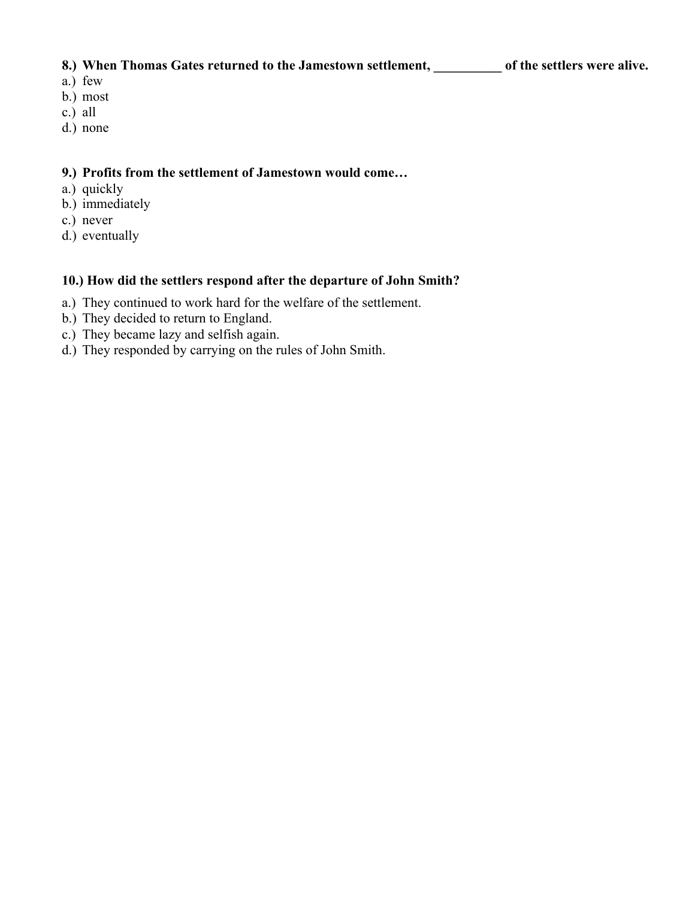**8.) When Thomas Gates returned to the Jamestown settlement, __________ of the settlers were alive.**

a.) few
b.) most
c.) all
d.) none

**9.) Profits from the settlement of Jamestown would come…**

a.) quickly
b.) immediately
c.) never
d.) eventually

**10.) How did the settlers respond after the departure of John Smith?**

a.) They continued to work hard for the welfare of the settlement.
b.) They decided to return to England.
c.) They became lazy and selfish again.
d.) They responded by carrying on the rules of John Smith.